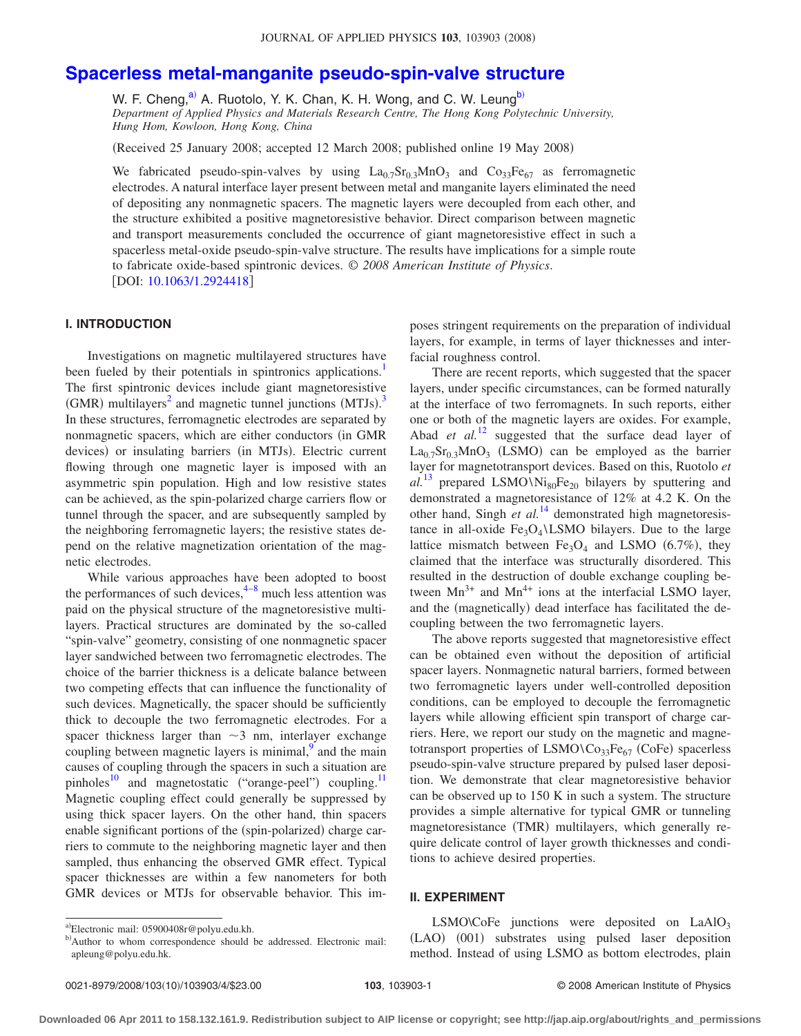# Spacerless metal-manganite pseudo-spin-valve structure

W. F. Cheng,[a] A. Ruotolo, Y. K. Chan, K. H. Wong, and C. W. Leung[b]

*Department of Applied Physics and Materials Research Centre, The Hong Kong Polytechnic University, Hung Hom, Kowloon, Hong Kong, China*

(Received 25 January 2008; accepted 12 March 2008; published online 19 May 2008)

We fabricated pseudo-spin-valves by using $La_{0.7}Sr_{0.3}MnO_3$ and $Co_{33}Fe_{67}$ as ferromagnetic electrodes. A natural interface layer present between metal and manganite layers eliminated the need of depositing any nonmagnetic spacers. The magnetic layers were decoupled from each other, and the structure exhibited a positive magnetoresistive behavior. Direct comparison between magnetic and transport measurements concluded the occurrence of giant magnetoresistive effect in such a spacerless metal-oxide pseudo-spin-valve structure. The results have implications for a simple route to fabricate oxide-based spintronic devices. © *2008 American Institute of Physics.* [DOI: 10.1063/1.2924418]

## I. INTRODUCTION

Investigations on magnetic multilayered structures have been fueled by their potentials in spintronics applications.[1] The first spintronic devices include giant magnetoresistive (GMR) multilayers[2] and magnetic tunnel junctions (MTJs).[3] In these structures, ferromagnetic electrodes are separated by nonmagnetic spacers, which are either conductors (in GMR devices) or insulating barriers (in MTJs). Electric current flowing through one magnetic layer is imposed with an asymmetric spin population. High and low resistive states can be achieved, as the spin-polarized charge carriers flow or tunnel through the spacer, and are subsequently sampled by the neighboring ferromagnetic layers; the resistive states depend on the relative magnetization orientation of the magnetic electrodes.

While various approaches have been adopted to boost the performances of such devices,[4–8] much less attention was paid on the physical structure of the magnetoresistive multilayers. Practical structures are dominated by the so-called "spin-valve" geometry, consisting of one nonmagnetic spacer layer sandwiched between two ferromagnetic electrodes. The choice of the barrier thickness is a delicate balance between two competing effects that can influence the functionality of such devices. Magnetically, the spacer should be sufficiently thick to decouple the two ferromagnetic electrodes. For a spacer thickness larger than ~3 nm, interlayer exchange coupling between magnetic layers is minimal,[9] and the main causes of coupling through the spacers in such a situation are pinholes[10] and magnetostatic ("orange-peel") coupling.[11] Magnetic coupling effect could generally be suppressed by using thick spacer layers. On the other hand, thin spacers enable significant portions of the (spin-polarized) charge carriers to commute to the neighboring magnetic layer and then sampled, thus enhancing the observed GMR effect. Typical spacer thicknesses are within a few nanometers for both GMR devices or MTJs for observable behavior. This imposes stringent requirements on the preparation of individual layers, for example, in terms of layer thicknesses and interfacial roughness control.

There are recent reports, which suggested that the spacer layers, under specific circumstances, can be formed naturally at the interface of two ferromagnets. In such reports, either one or both of the magnetic layers are oxides. For example, Abad *et al.*[12] suggested that the surface dead layer of $La_{0.7}Sr_{0.3}MnO_3$ (LSMO) can be employed as the barrier layer for magnetotransport devices. Based on this, Ruotolo *et al.*[13] prepared LSMO\$Ni_{80}Fe_{20}$ bilayers by sputtering and demonstrated a magnetoresistance of 12% at 4.2 K. On the other hand, Singh *et al.*[14] demonstrated high magnetoresistance in all-oxide $Fe_3O_4$\LSMO bilayers. Due to the large lattice mismatch between $Fe_3O_4$ and LSMO (6.7%), they claimed that the interface was structurally disordered. This resulted in the destruction of double exchange coupling between $Mn^{3+}$ and $Mn^{4+}$ ions at the interfacial LSMO layer, and the (magnetically) dead interface has facilitated the decoupling between the two ferromagnetic layers.

The above reports suggested that magnetoresistive effect can be obtained even without the deposition of artificial spacer layers. Nonmagnetic natural barriers, formed between two ferromagnetic layers under well-controlled deposition conditions, can be employed to decouple the ferromagnetic layers while allowing efficient spin transport of charge carriers. Here, we report our study on the magnetic and magnetotransport properties of LSMO\$Co_{33}Fe_{67}$ (CoFe) spacerless pseudo-spin-valve structure prepared by pulsed laser deposition. We demonstrate that clear magnetoresistive behavior can be observed up to 150 K in such a system. The structure provides a simple alternative for typical GMR or tunneling magnetoresistance (TMR) multilayers, which generally require delicate control of layer growth thicknesses and conditions to achieve desired properties.

## II. EXPERIMENT

LSMO\CoFe junctions were deposited on $LaAlO_3$ (LAO) (001) substrates using pulsed laser deposition method. Instead of using LSMO as bottom electrodes, plain

[a]Electronic mail: 05900408r@polyu.edu.kh.

[b]Author to whom correspondence should be addressed. Electronic mail: apleung@polyu.edu.hk.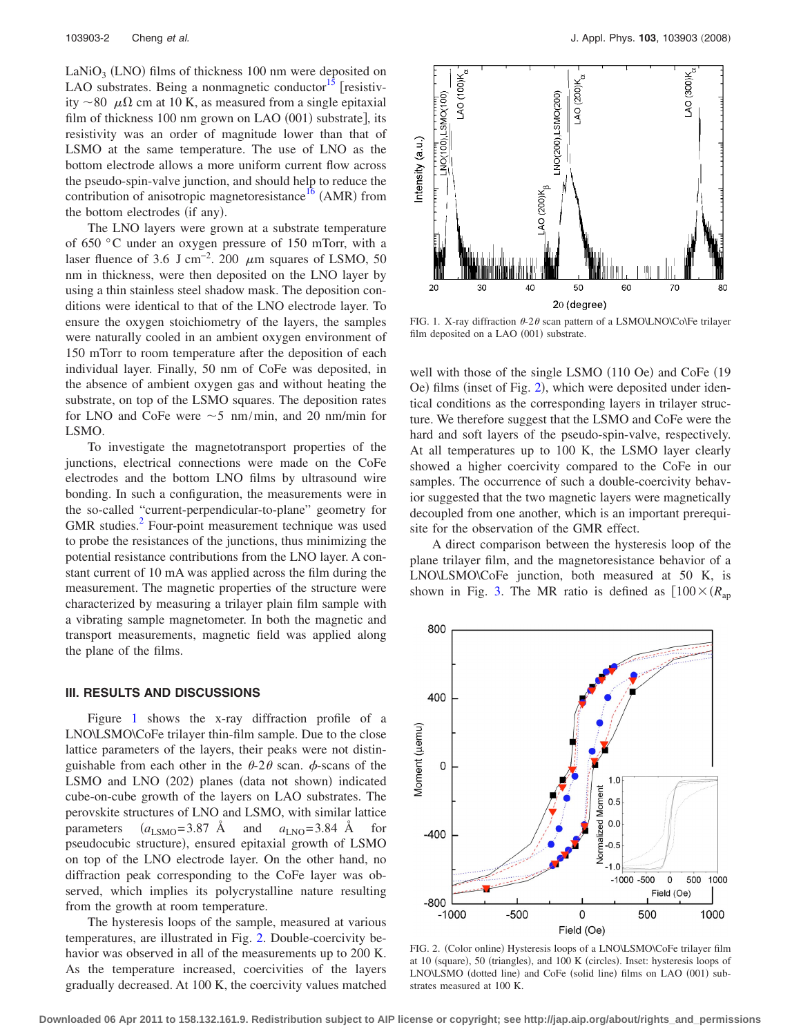$LaNiO_3$ (LNO) films of thickness 100 nm were deposited on LAO substrates. Being a nonmagnetic conductor[15] [resistivity ~80 $\mu\Omega$ cm at 10 K, as measured from a single epitaxial film of thickness 100 nm grown on LAO (001) substrate], its resistivity was an order of magnitude lower than that of LSMO at the same temperature. The use of LNO as the bottom electrode allows a more uniform current flow across the pseudo-spin-valve junction, and should help to reduce the contribution of anisotropic magnetoresistance[16] (AMR) from the bottom electrodes (if any).

The LNO layers were grown at a substrate temperature of 650 °C under an oxygen pressure of 150 mTorr, with a laser fluence of 3.6 J $cm^{-2}$. 200 $\mu$m squares of LSMO, 50 nm in thickness, were then deposited on the LNO layer by using a thin stainless steel shadow mask. The deposition conditions were identical to that of the LNO electrode layer. To ensure the oxygen stoichiometry of the layers, the samples were naturally cooled in an ambient oxygen environment of 150 mTorr to room temperature after the deposition of each individual layer. Finally, 50 nm of CoFe was deposited, in the absence of ambient oxygen gas and without heating the substrate, on top of the LSMO squares. The deposition rates for LNO and CoFe were ~5 nm/min, and 20 nm/min for LSMO.

To investigate the magnetotransport properties of the junctions, electrical connections were made on the CoFe electrodes and the bottom LNO films by ultrasound wire bonding. In such a configuration, the measurements were in the so-called "current-perpendicular-to-plane" geometry for GMR studies.[2] Four-point measurement technique was used to probe the resistances of the junctions, thus minimizing the potential resistance contributions from the LNO layer. A constant current of 10 mA was applied across the film during the measurement. The magnetic properties of the structure were characterized by measuring a trilayer plain film sample with a vibrating sample magnetometer. In both the magnetic and transport measurements, magnetic field was applied along the plane of the films.

## III. RESULTS AND DISCUSSIONS

Figure 1 shows the x-ray diffraction profile of a LNO\LSMO\CoFe trilayer thin-film sample. Due to the close lattice parameters of the layers, their peaks were not distinguishable from each other in the $\theta$-$2\theta$ scan. $\phi$-scans of the LSMO and LNO (202) planes (data not shown) indicated cube-on-cube growth of the layers on LAO substrates. The perovskite structures of LNO and LSMO, with similar lattice parameters ($a_{LSMO}=3.87$ Å and $a_{LNO}=3.84$ Å for pseudocubic structure), ensured epitaxial growth of LSMO on top of the LNO electrode layer. On the other hand, no diffraction peak corresponding to the CoFe layer was observed, which implies its polycrystalline nature resulting from the growth at room temperature.

FIG. 1. X-ray diffraction $\theta$-$2\theta$ scan pattern of a LSMO\LNO\Co\Fe trilayer film deposited on a LAO (001) substrate.

The hysteresis loops of the sample, measured at various temperatures, are illustrated in Fig. 2. Double-coercivity behavior was observed in all of the measurements up to 200 K. As the temperature increased, coercivities of the layers gradually decreased. At 100 K, the coercivity values matched well with those of the single LSMO (110 Oe) and CoFe (19 Oe) films (inset of Fig. 2), which were deposited under identical conditions as the corresponding layers in trilayer structure. We therefore suggest that the LSMO and CoFe were the hard and soft layers of the pseudo-spin-valve, respectively. At all temperatures up to 100 K, the LSMO layer clearly showed a higher coercivity compared to the CoFe in our samples. The occurrence of such a double-coercivity behavior suggested that the two magnetic layers were magnetically decoupled from one another, which is an important prerequisite for the observation of the GMR effect.

A direct comparison between the hysteresis loop of the plane trilayer film, and the magnetoresistance behavior of a LNO\LSMO\CoFe junction, both measured at 50 K, is shown in Fig. 3. The MR ratio is defined as $[100\times(R_{ap}$

FIG. 2. (Color online) Hysteresis loops of a LNO\LSMO\CoFe trilayer film at 10 (square), 50 (triangles), and 100 K (circles). Inset: hysteresis loops of LNO\LSMO (dotted line) and CoFe (solid line) films on LAO (001) substrates measured at 100 K.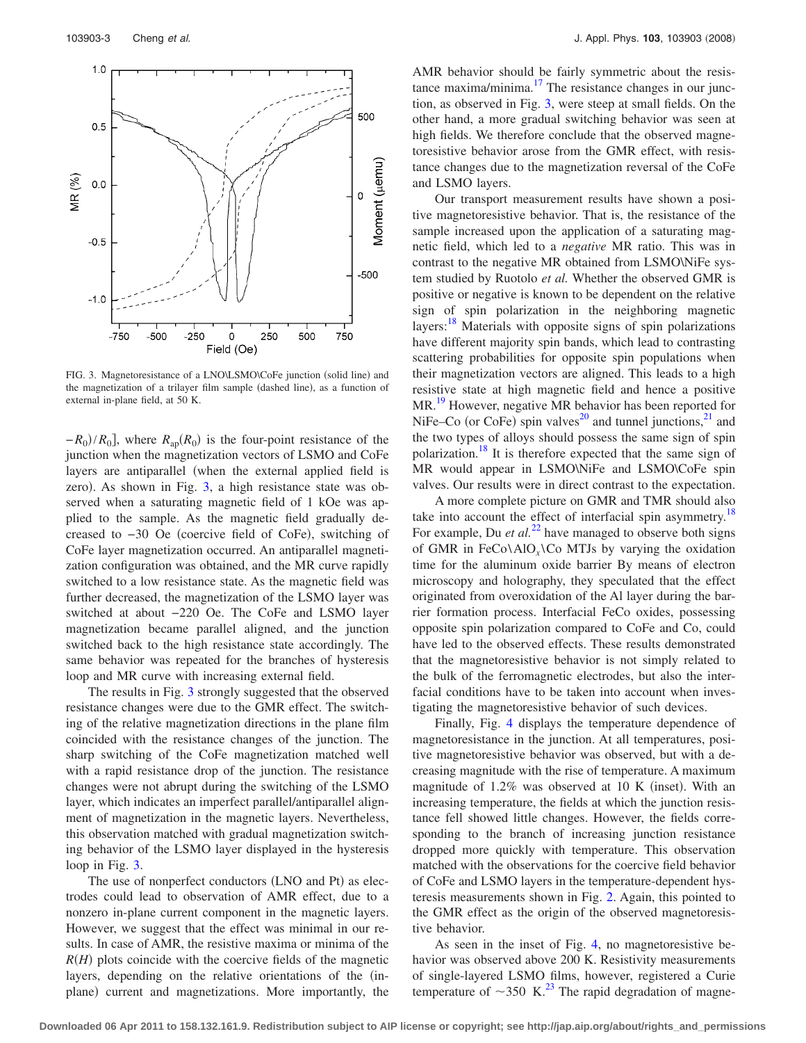FIG. 3. Magnetoresistance of a LNO\LSMO\CoFe junction (solid line) and the magnetization of a trilayer film sample (dashed line), as a function of external in-plane field, at 50 K.

$-R_0)/R_0]$, where $R_{ap}(R_0)$ is the four-point resistance of the junction when the magnetization vectors of LSMO and CoFe layers are antiparallel (when the external applied field is zero). As shown in Fig. 3, a high resistance state was observed when a saturating magnetic field of 1 kOe was applied to the sample. As the magnetic field gradually decreased to −30 Oe (coercive field of CoFe), switching of CoFe layer magnetization occurred. An antiparallel magnetization configuration was obtained, and the MR curve rapidly switched to a low resistance state. As the magnetic field was further decreased, the magnetization of the LSMO layer was switched at about −220 Oe. The CoFe and LSMO layer magnetization became parallel aligned, and the junction switched back to the high resistance state accordingly. The same behavior was repeated for the branches of hysteresis loop and MR curve with increasing external field.

The results in Fig. 3 strongly suggested that the observed resistance changes were due to the GMR effect. The switching of the relative magnetization directions in the plane film coincided with the resistance changes of the junction. The sharp switching of the CoFe magnetization matched well with a rapid resistance drop of the junction. The resistance changes were not abrupt during the switching of the LSMO layer, which indicates an imperfect parallel/antiparallel alignment of magnetization in the magnetic layers. Nevertheless, this observation matched with gradual magnetization switching behavior of the LSMO layer displayed in the hysteresis loop in Fig. 3.

The use of nonperfect conductors (LNO and Pt) as electrodes could lead to observation of AMR effect, due to a nonzero in-plane current component in the magnetic layers. However, we suggest that the effect was minimal in our results. In case of AMR, the resistive maxima or minima of the $R(H)$ plots coincide with the coercive fields of the magnetic layers, depending on the relative orientations of the (in-plane) current and magnetizations. More importantly, the AMR behavior should be fairly symmetric about the resistance maxima/minima.[17] The resistance changes in our junction, as observed in Fig. 3, were steep at small fields. On the other hand, a more gradual switching behavior was seen at high fields. We therefore conclude that the observed magnetoresistive behavior arose from the GMR effect, with resistance changes due to the magnetization reversal of the CoFe and LSMO layers.

Our transport measurement results have shown a positive magnetoresistive behavior. That is, the resistance of the sample increased upon the application of a saturating magnetic field, which led to a *negative* MR ratio. This was in contrast to the negative MR obtained from LSMO\NiFe system studied by Ruotolo *et al.* Whether the observed GMR is positive or negative is known to be dependent on the relative sign of spin polarization in the neighboring magnetic layers:[18] Materials with opposite signs of spin polarizations have different majority spin bands, which lead to contrasting scattering probabilities for opposite spin populations when their magnetization vectors are aligned. This leads to a high resistive state at high magnetic field and hence a positive MR.[19] However, negative MR behavior has been reported for NiFe–Co (or CoFe) spin valves[20] and tunnel junctions,[21] and the two types of alloys should possess the same sign of spin polarization.[18] It is therefore expected that the same sign of MR would appear in LSMO\NiFe and LSMO\CoFe spin valves. Our results were in direct contrast to the expectation.

A more complete picture on GMR and TMR should also take into account the effect of interfacial spin asymmetry.[18] For example, Du *et al.*[22] have managed to observe both signs of GMR in FeCo\AlO$_x$\Co MTJs by varying the oxidation time for the aluminum oxide barrier By means of electron microscopy and holography, they speculated that the effect originated from overoxidation of the Al layer during the barrier formation process. Interfacial FeCo oxides, possessing opposite spin polarization compared to CoFe and Co, could have led to the observed effects. These results demonstrated that the magnetoresistive behavior is not simply related to the bulk of the ferromagnetic electrodes, but also the interfacial conditions have to be taken into account when investigating the magnetoresistive behavior of such devices.

Finally, Fig. 4 displays the temperature dependence of magnetoresistance in the junction. At all temperatures, positive magnetoresistive behavior was observed, but with a decreasing magnitude with the rise of temperature. A maximum magnitude of 1.2% was observed at 10 K (inset). With an increasing temperature, the fields at which the junction resistance fell showed little changes. However, the fields corresponding to the branch of increasing junction resistance dropped more quickly with temperature. This observation matched with the observations for the coercive field behavior of CoFe and LSMO layers in the temperature-dependent hysteresis measurements shown in Fig. 2. Again, this pointed to the GMR effect as the origin of the observed magnetoresistive behavior.

As seen in the inset of Fig. 4, no magnetoresistive behavior was observed above 200 K. Resistivity measurements of single-layered LSMO films, however, registered a Curie temperature of ~350 K.[23] The rapid degradation of magne-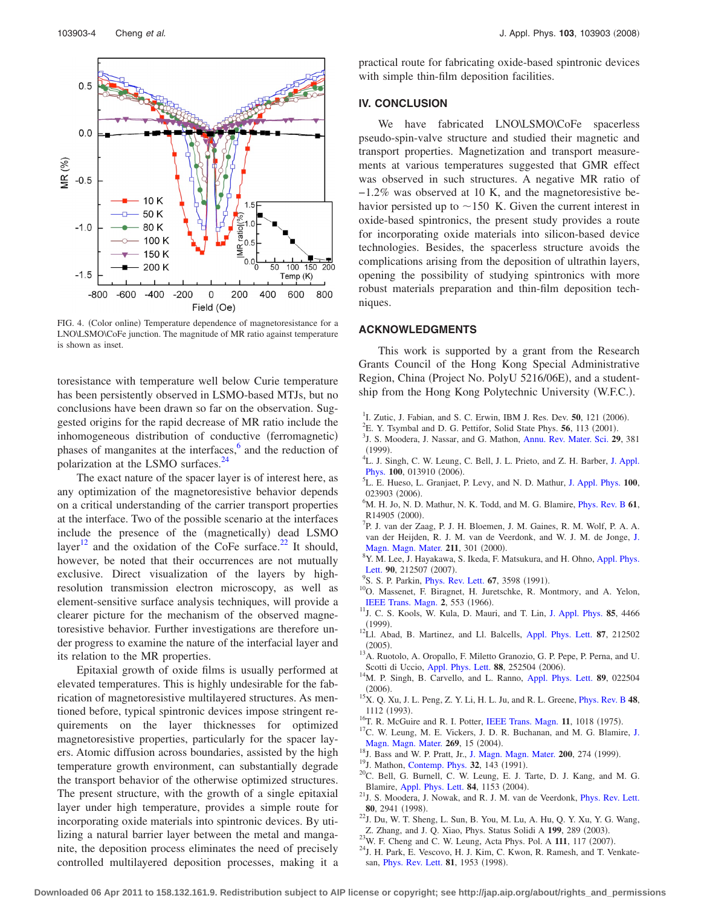0.5
0.0
-0.5
-1.0
-1.5
MR (%)
-800 -600 -400 -200 0 200 400 600 800
Field (Oe)
10 K
50 K
80 K
100 K
150 K
200 K
1.5
1.0
0.5
0.0
|MR ratio|(%)
0 50 100 150 200
Temp (K)

FIG. 4. (Color online) Temperature dependence of magnetoresistance for a LNO\LSMO\CoFe junction. The magnitude of MR ratio against temperature is shown as inset.

toresistance with temperature well below Curie temperature has been persistently observed in LSMO-based MTJs, but no conclusions have been drawn so far on the observation. Suggested origins for the rapid decrease of MR ratio include the inhomogeneous distribution of conductive (ferromagnetic) phases of manganites at the interfaces,[6] and the reduction of polarization at the LSMO surfaces.[24]

The exact nature of the spacer layer is of interest here, as any optimization of the magnetoresistive behavior depends on a critical understanding of the carrier transport properties at the interface. Two of the possible scenario at the interfaces include the presence of the (magnetically) dead LSMO layer[12] and the oxidation of the CoFe surface.[22] It should, however, be noted that their occurrences are not mutually exclusive. Direct visualization of the layers by high-resolution transmission electron microscopy, as well as element-sensitive surface analysis techniques, will provide a clearer picture for the mechanism of the observed magnetoresistive behavior. Further investigations are therefore under progress to examine the nature of the interfacial layer and its relation to the MR properties.

Epitaxial growth of oxide films is usually performed at elevated temperatures. This is highly undesirable for the fabrication of magnetoresistive multilayered structures. As mentioned before, typical spintronic devices impose stringent requirements on the layer thicknesses for optimized magnetoresistive properties, particularly for the spacer layers. Atomic diffusion across boundaries, assisted by the high temperature growth environment, can substantially degrade the transport behavior of the otherwise optimized structures. The present structure, with the growth of a single epitaxial layer under high temperature, provides a simple route for incorporating oxide materials into spintronic devices. By utilizing a natural barrier layer between the metal and manganite, the deposition process eliminates the need of precisely controlled multilayered deposition processes, making it a practical route for fabricating oxide-based spintronic devices with simple thin-film deposition facilities.

## IV. CONCLUSION

We have fabricated LNO\LSMO\CoFe spacerless pseudo-spin-valve structure and studied their magnetic and transport properties. Magnetization and transport measurements at various temperatures suggested that GMR effect was observed in such structures. A negative MR ratio of −1.2% was observed at 10 K, and the magnetoresistive behavior persisted up to ~150 K. Given the current interest in oxide-based spintronics, the present study provides a route for incorporating oxide materials into silicon-based device technologies. Besides, the spacerless structure avoids the complications arising from the deposition of ultrathin layers, opening the possibility of studying spintronics with more robust materials preparation and thin-film deposition techniques.

## ACKNOWLEDGMENTS

This work is supported by a grant from the Research Grants Council of the Hong Kong Special Administrative Region, China (Project No. PolyU 5216/06E), and a studentship from the Hong Kong Polytechnic University (W.F.C.).

[1] I. Zutic, J. Fabian, and S. C. Erwin, IBM J. Res. Dev. **50**, 121 (2006).
[2] E. Y. Tsymbal and D. G. Pettifor, Solid State Phys. **56**, 113 (2001).
[3] J. S. Moodera, J. Nassar, and G. Mathon, Annu. Rev. Mater. Sci. **29**, 381 (1999).
[4] L. J. Singh, C. W. Leung, C. Bell, J. L. Prieto, and Z. H. Barber, J. Appl. Phys. **100**, 013910 (2006).
[5] L. E. Hueso, L. Granjaet, P. Levy, and N. D. Mathur, J. Appl. Phys. **100**, 023903 (2006).
[6] M. H. Jo, N. D. Mathur, N. K. Todd, and M. G. Blamire, Phys. Rev. B **61**, R14905 (2000).
[7] P. J. van der Zaag, P. J. H. Bloemen, J. M. Gaines, R. M. Wolf, P. A. A. van der Heijden, R. J. M. van de Veerdonk, and W. J. M. de Jonge, J. Magn. Magn. Mater. **211**, 301 (2000).
[8] Y. M. Lee, J. Hayakawa, S. Ikeda, F. Matsukura, and H. Ohno, Appl. Phys. Lett. **90**, 212507 (2007).
[9] S. S. P. Parkin, Phys. Rev. Lett. **67**, 3598 (1991).
[10] O. Massenet, F. Biragnet, H. Juretschke, R. Montmory, and A. Yelon, IEEE Trans. Magn. **2**, 553 (1966).
[11] J. C. S. Kools, W. Kula, D. Mauri, and T. Lin, J. Appl. Phys. **85**, 4466 (1999).
[12] Ll. Abad, B. Martinez, and Ll. Balcells, Appl. Phys. Lett. **87**, 212502 (2005).
[13] A. Ruotolo, A. Oropallo, F. Miletto Granozio, G. P. Pepe, P. Perna, and U. Scotti di Uccio, Appl. Phys. Lett. **88**, 252504 (2006).
[14] M. P. Singh, B. Carvello, and L. Ranno, Appl. Phys. Lett. **89**, 022504 (2006).
[15] X. Q. Xu, J. L. Peng, Z. Y. Li, H. L. Ju, and R. L. Greene, Phys. Rev. B **48**, 1112 (1993).
[16] T. R. McGuire and R. I. Potter, IEEE Trans. Magn. **11**, 1018 (1975).
[17] C. W. Leung, M. E. Vickers, J. D. R. Buchanan, and M. G. Blamire, J. Magn. Magn. Mater. **269**, 15 (2004).
[18] J. Bass and W. P. Pratt, Jr., J. Magn. Magn. Mater. **200**, 274 (1999).
[19] J. Mathon, Contemp. Phys. **32**, 143 (1991).
[20] C. Bell, G. Burnell, C. W. Leung, E. J. Tarte, D. J. Kang, and M. G. Blamire, Appl. Phys. Lett. **84**, 1153 (2004).
[21] J. S. Moodera, J. Nowak, and R. J. M. van de Veerdonk, Phys. Rev. Lett. **80**, 2941 (1998).
[22] J. Du, W. T. Sheng, L. Sun, B. You, M. Lu, A. Hu, Q. Y. Xu, Y. G. Wang, Z. Zhang, and J. Q. Xiao, Phys. Status Solidi A **199**, 289 (2003).
[23] W. F. Cheng and C. W. Leung, Acta Phys. Pol. A **111**, 117 (2007).
[24] J. H. Park, E. Vescovo, H. J. Kim, C. Kwon, R. Ramesh, and T. Venkatesan, Phys. Rev. Lett. **81**, 1953 (1998).